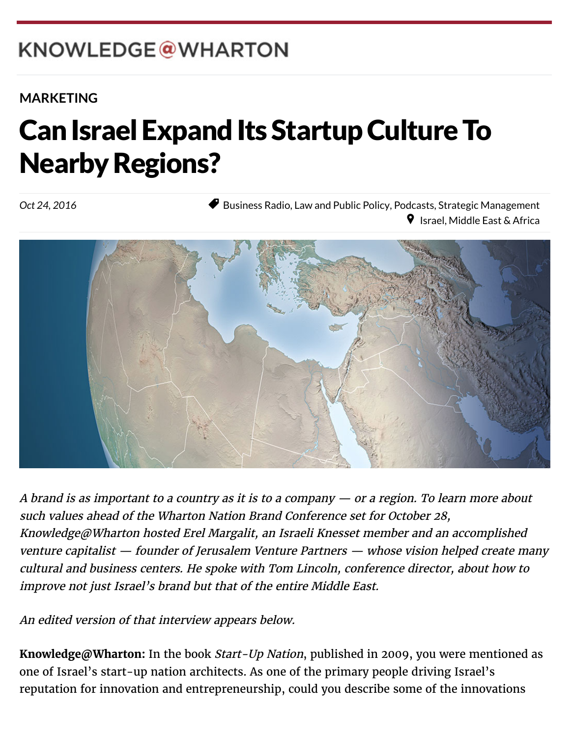KNOWLEDGE@WHARTON

MARKETING

# Can Israel Expand Its Startup Culture To Nearby Regions?

*Oct 24, 2016*

Business Radio, Law and Public Policy, Podcasts, Strategic Management

Israel, Middle East & Africa

*A brand is as important to a country as it is to a company — or a region. To learn more about such values ahead of the Wharton Nation Brand Conference set for October 28, Knowledge@Wharton hosted Erel Margalit, an Israeli Knesset member and an accomplished venture capitalist — founder of Jerusalem Venture Partners — whose vision helped create many cultural and business centers. He spoke with Tom Lincoln, conference director, about how to improve not just Israel's brand but that of the entire Middle East.*

*An edited version of that interview appears below.*

**Knowledge@Wharton:** In the book *Start-Up Nation*, published in 2009, you were mentioned as one of Israel's start-up nation architects. As one of the primary people driving Israel's reputation for innovation and entrepreneurship, could you describe some of the innovations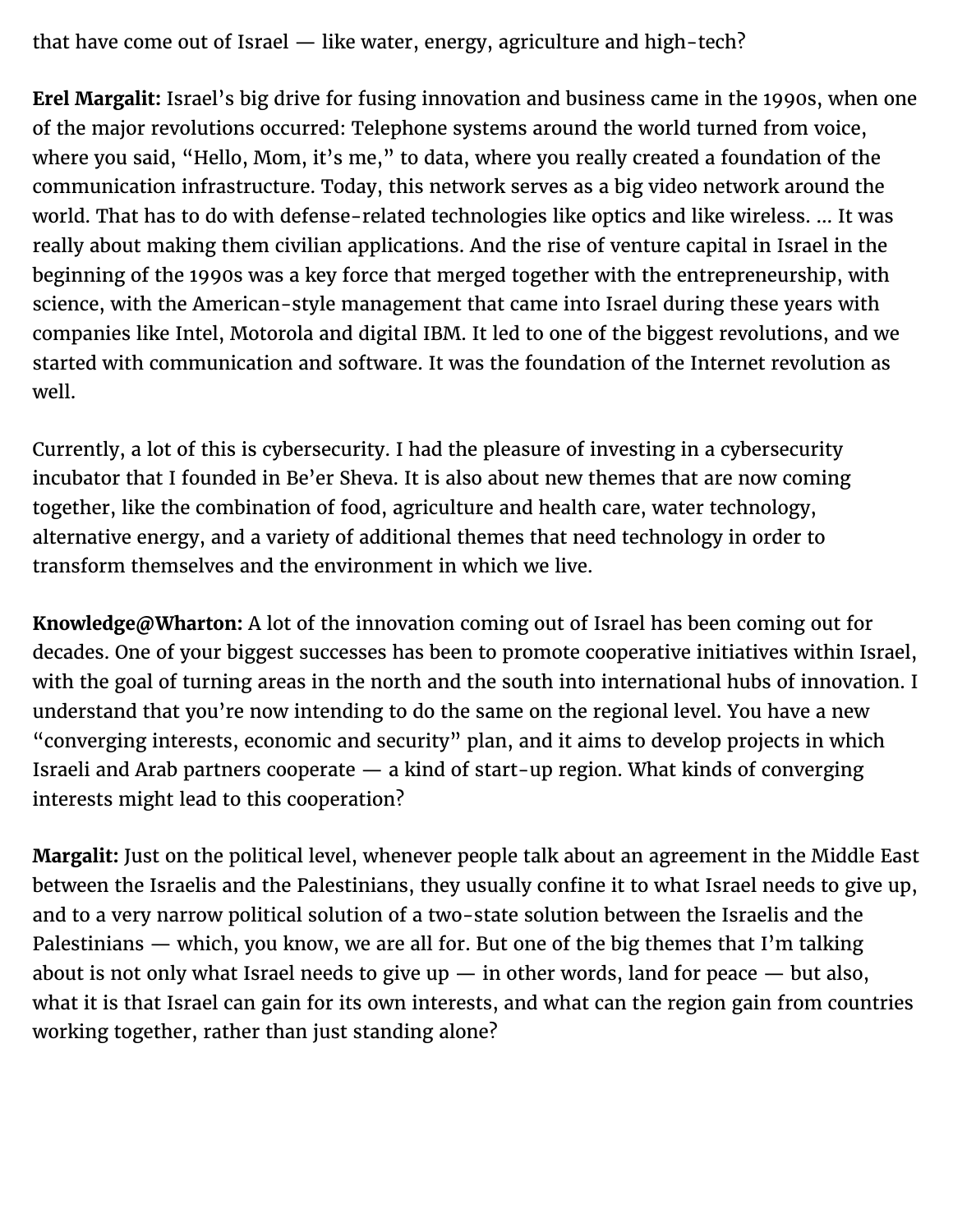that have come out of Israel — like water, energy, agriculture and high-tech?

**Erel Margalit:** Israel's big drive for fusing innovation and business came in the 1990s, when one of the major revolutions occurred: Telephone systems around the world turned from voice, where you said, "Hello, Mom, it's me," to data, where you really created a foundation of the communication infrastructure. Today, this network serves as a big video network around the world. That has to do with defense-related technologies like optics and like wireless. … It was really about making them civilian applications. And the rise of venture capital in Israel in the beginning of the 1990s was a key force that merged together with the entrepreneurship, with science, with the American-style management that came into Israel during these years with companies like Intel, Motorola and digital IBM. It led to one of the biggest revolutions, and we started with communication and software. It was the foundation of the Internet revolution as well.

Currently, a lot of this is cybersecurity. I had the pleasure of investing in a cybersecurity incubator that I founded in Be'er Sheva. It is also about new themes that are now coming together, like the combination of food, agriculture and health care, water technology, alternative energy, and a variety of additional themes that need technology in order to transform themselves and the environment in which we live.

**Knowledge@Wharton:** A lot of the innovation coming out of Israel has been coming out for decades. One of your biggest successes has been to promote cooperative initiatives within Israel, with the goal of turning areas in the north and the south into international hubs of innovation. I understand that you're now intending to do the same on the regional level. You have a new "converging interests, economic and security" plan, and it aims to develop projects in which Israeli and Arab partners cooperate — a kind of start-up region. What kinds of converging interests might lead to this cooperation?

**Margalit:** Just on the political level, whenever people talk about an agreement in the Middle East between the Israelis and the Palestinians, they usually confine it to what Israel needs to give up, and to a very narrow political solution of a two-state solution between the Israelis and the Palestinians — which, you know, we are all for. But one of the big themes that I'm talking about is not only what Israel needs to give up — in other words, land for peace — but also, what it is that Israel can gain for its own interests, and what can the region gain from countries working together, rather than just standing alone?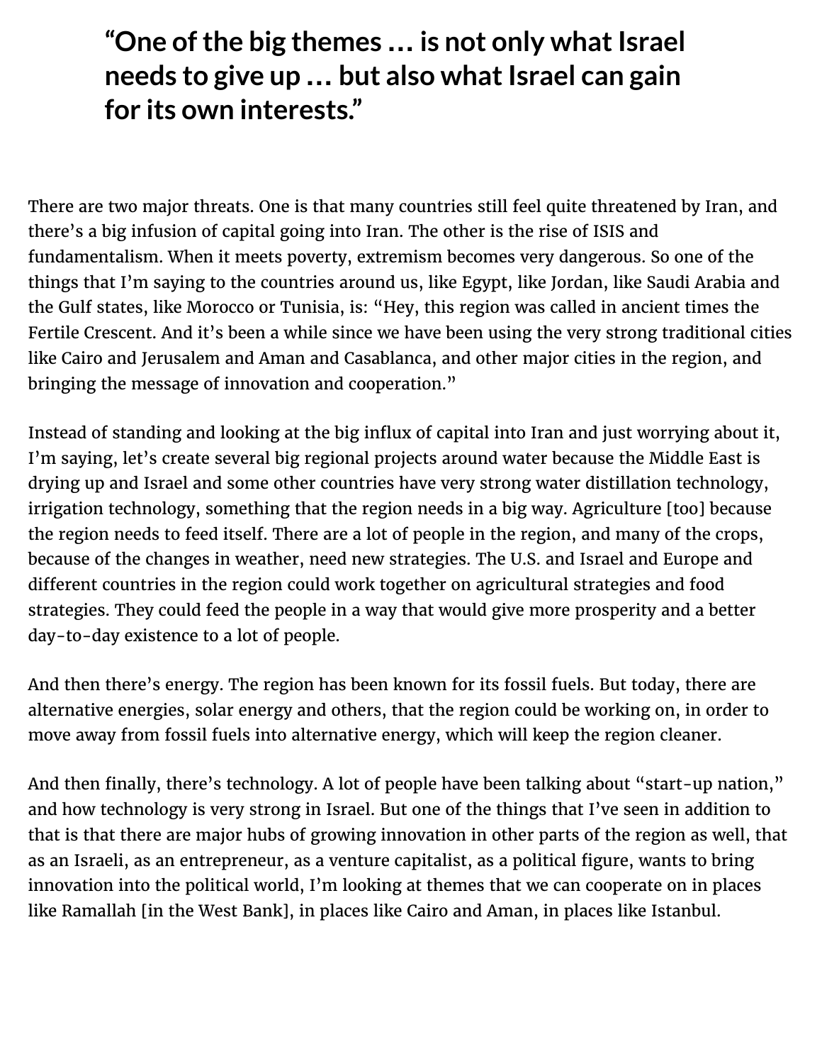> **“One of the big themes … is not only what Israel needs to give up … but also what Israel can gain for its own interests.”**

There are two major threats. One is that many countries still feel quite threatened by Iran, and there’s a big infusion of capital going into Iran. The other is the rise of ISIS and fundamentalism. When it meets poverty, extremism becomes very dangerous. So one of the things that I’m saying to the countries around us, like Egypt, like Jordan, like Saudi Arabia and the Gulf states, like Morocco or Tunisia, is: “Hey, this region was called in ancient times the Fertile Crescent. And it’s been a while since we have been using the very strong traditional cities like Cairo and Jerusalem and Aman and Casablanca, and other major cities in the region, and bringing the message of innovation and cooperation.”

Instead of standing and looking at the big influx of capital into Iran and just worrying about it, I’m saying, let’s create several big regional projects around water because the Middle East is drying up and Israel and some other countries have very strong water distillation technology, irrigation technology, something that the region needs in a big way. Agriculture [too] because the region needs to feed itself. There are a lot of people in the region, and many of the crops, because of the changes in weather, need new strategies. The U.S. and Israel and Europe and different countries in the region could work together on agricultural strategies and food strategies. They could feed the people in a way that would give more prosperity and a better day-to-day existence to a lot of people.

And then there’s energy. The region has been known for its fossil fuels. But today, there are alternative energies, solar energy and others, that the region could be working on, in order to move away from fossil fuels into alternative energy, which will keep the region cleaner.

And then finally, there’s technology. A lot of people have been talking about “start-up nation,” and how technology is very strong in Israel. But one of the things that I’ve seen in addition to that is that there are major hubs of growing innovation in other parts of the region as well, that as an Israeli, as an entrepreneur, as a venture capitalist, as a political figure, wants to bring innovation into the political world, I’m looking at themes that we can cooperate on in places like Ramallah [in the West Bank], in places like Cairo and Aman, in places like Istanbul.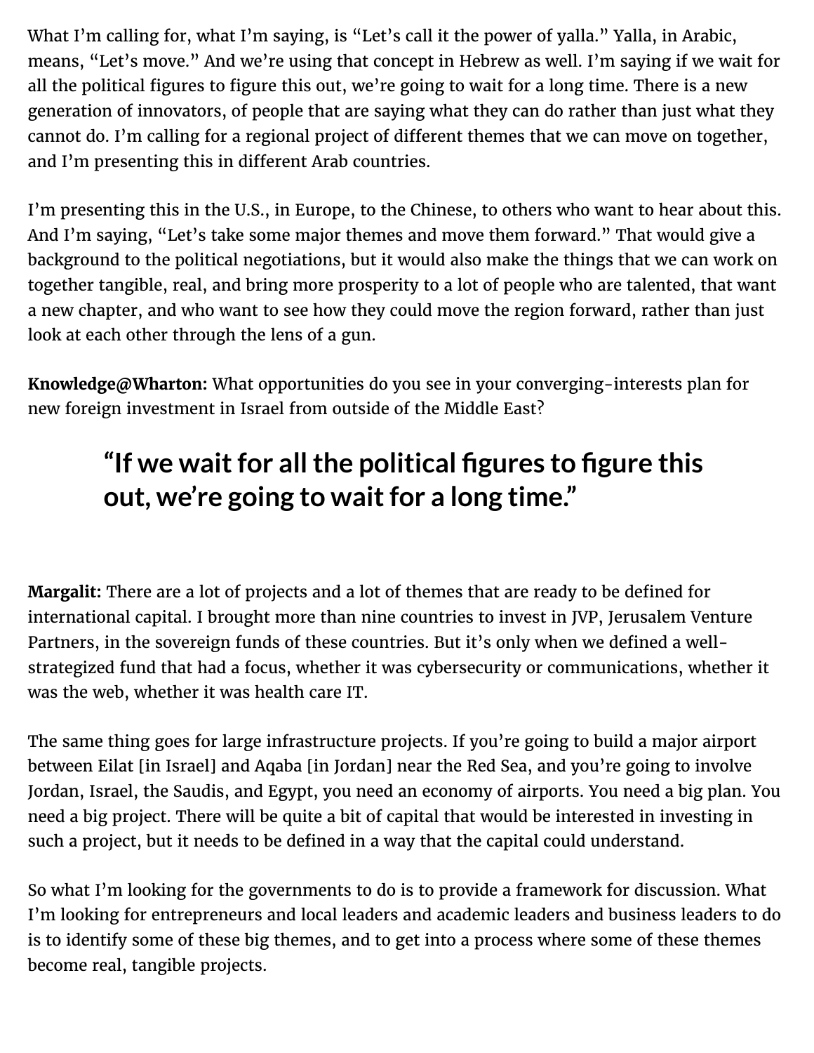What I'm calling for, what I'm saying, is "Let's call it the power of yalla." Yalla, in Arabic, means, "Let's move." And we're using that concept in Hebrew as well. I'm saying if we wait for all the political figures to figure this out, we're going to wait for a long time. There is a new generation of innovators, of people that are saying what they can do rather than just what they cannot do. I'm calling for a regional project of different themes that we can move on together, and I'm presenting this in different Arab countries.

I'm presenting this in the U.S., in Europe, to the Chinese, to others who want to hear about this. And I'm saying, "Let's take some major themes and move them forward." That would give a background to the political negotiations, but it would also make the things that we can work on together tangible, real, and bring more prosperity to a lot of people who are talented, that want a new chapter, and who want to see how they could move the region forward, rather than just look at each other through the lens of a gun.

**Knowledge@Wharton:** What opportunities do you see in your converging-interests plan for new foreign investment in Israel from outside of the Middle East?

> **"If we wait for all the political figures to figure this out, we're going to wait for a long time."**

**Margalit:** There are a lot of projects and a lot of themes that are ready to be defined for international capital. I brought more than nine countries to invest in JVP, Jerusalem Venture Partners, in the sovereign funds of these countries. But it's only when we defined a well-strategized fund that had a focus, whether it was cybersecurity or communications, whether it was the web, whether it was health care IT.

The same thing goes for large infrastructure projects. If you're going to build a major airport between Eilat [in Israel] and Aqaba [in Jordan] near the Red Sea, and you're going to involve Jordan, Israel, the Saudis, and Egypt, you need an economy of airports. You need a big plan. You need a big project. There will be quite a bit of capital that would be interested in investing in such a project, but it needs to be defined in a way that the capital could understand.

So what I'm looking for the governments to do is to provide a framework for discussion. What I'm looking for entrepreneurs and local leaders and academic leaders and business leaders to do is to identify some of these big themes, and to get into a process where some of these themes become real, tangible projects.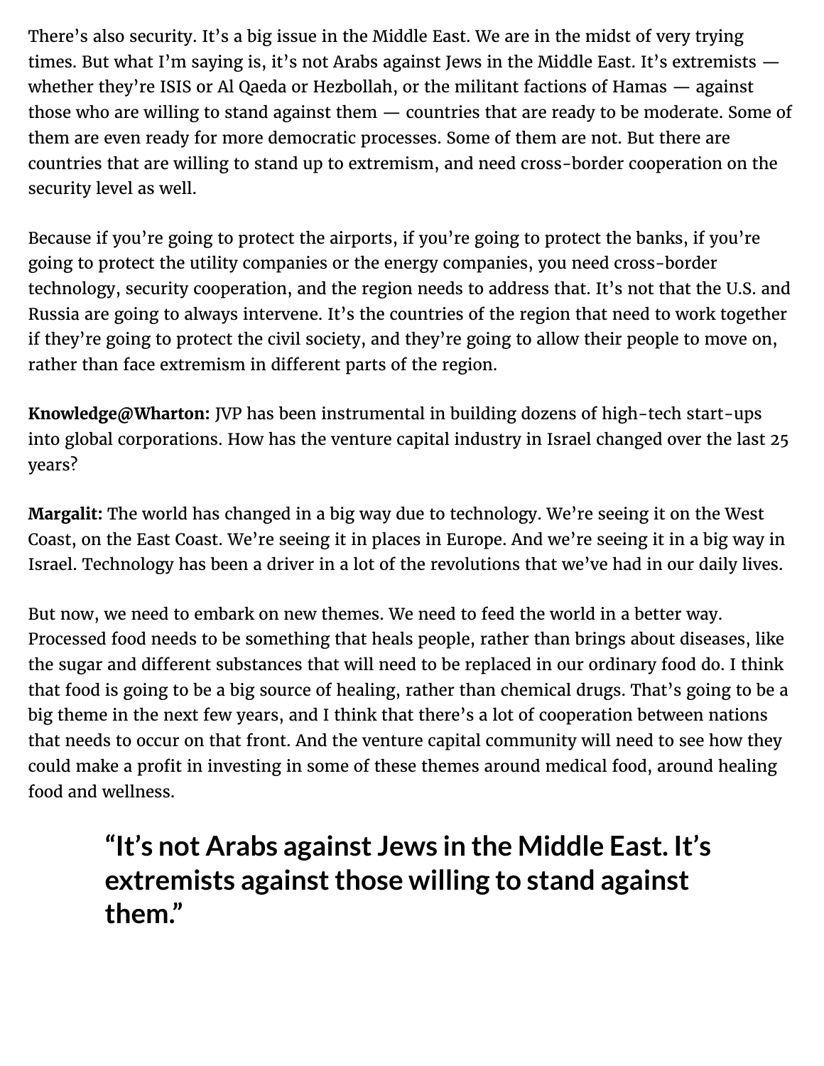There's also security. It's a big issue in the Middle East. We are in the midst of very trying times. But what I'm saying is, it's not Arabs against Jews in the Middle East. It's extremists — whether they're ISIS or Al Qaeda or Hezbollah, or the militant factions of Hamas — against those who are willing to stand against them — countries that are ready to be moderate. Some of them are even ready for more democratic processes. Some of them are not. But there are countries that are willing to stand up to extremism, and need cross-border cooperation on the security level as well.

Because if you're going to protect the airports, if you're going to protect the banks, if you're going to protect the utility companies or the energy companies, you need cross-border technology, security cooperation, and the region needs to address that. It's not that the U.S. and Russia are going to always intervene. It's the countries of the region that need to work together if they're going to protect the civil society, and they're going to allow their people to move on, rather than face extremism in different parts of the region.

**Knowledge@Wharton:** JVP has been instrumental in building dozens of high-tech start-ups into global corporations. How has the venture capital industry in Israel changed over the last 25 years?

**Margalit:** The world has changed in a big way due to technology. We're seeing it on the West Coast, on the East Coast. We're seeing it in places in Europe. And we're seeing it in a big way in Israel. Technology has been a driver in a lot of the revolutions that we've had in our daily lives.

But now, we need to embark on new themes. We need to feed the world in a better way. Processed food needs to be something that heals people, rather than brings about diseases, like the sugar and different substances that will need to be replaced in our ordinary food do. I think that food is going to be a big source of healing, rather than chemical drugs. That's going to be a big theme in the next few years, and I think that there's a lot of cooperation between nations that needs to occur on that front. And the venture capital community will need to see how they could make a profit in investing in some of these themes around medical food, around healing food and wellness.

> **"It's not Arabs against Jews in the Middle East. It's extremists against those willing to stand against them."**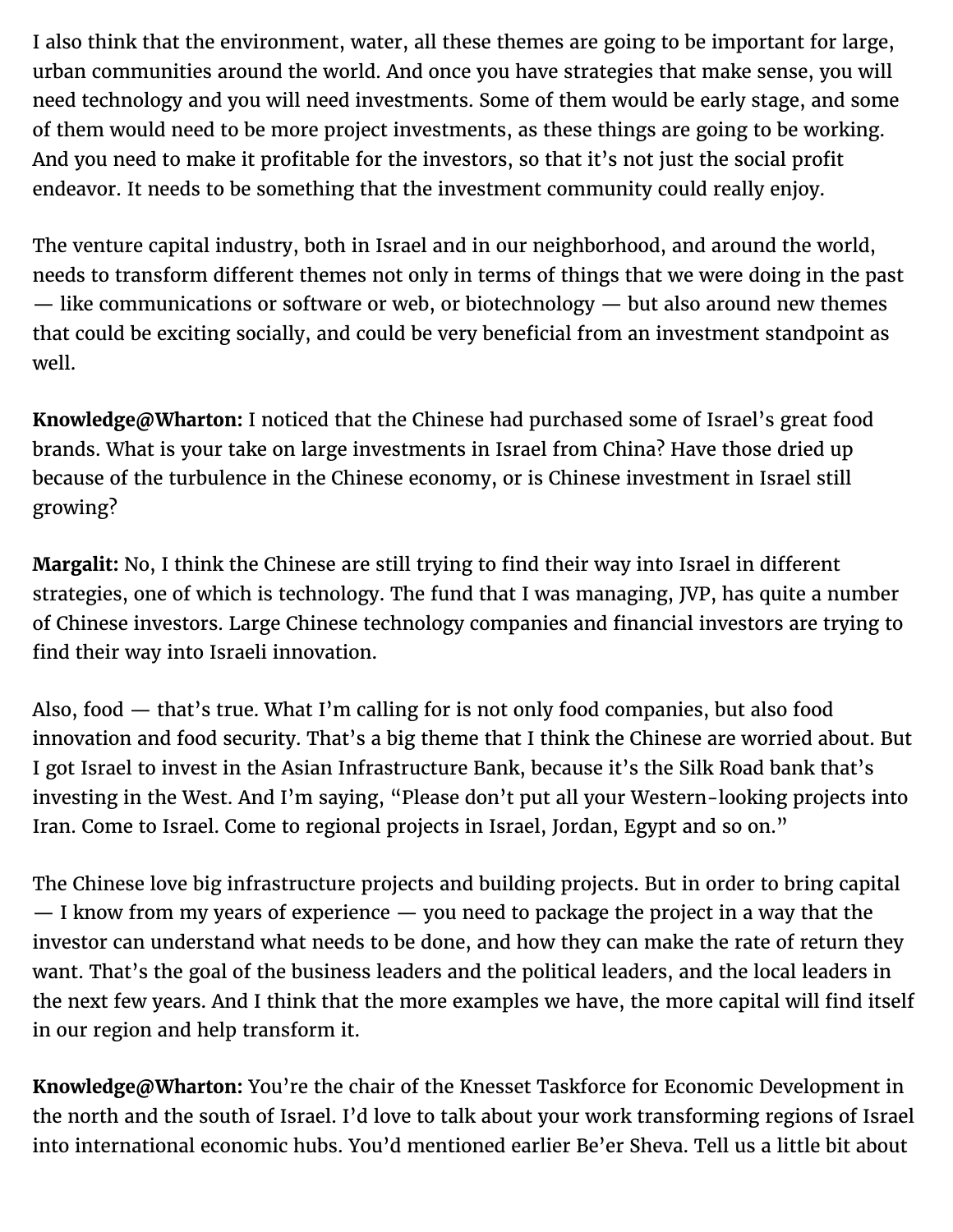I also think that the environment, water, all these themes are going to be important for large, urban communities around the world. And once you have strategies that make sense, you will need technology and you will need investments. Some of them would be early stage, and some of them would need to be more project investments, as these things are going to be working. And you need to make it profitable for the investors, so that it's not just the social profit endeavor. It needs to be something that the investment community could really enjoy.

The venture capital industry, both in Israel and in our neighborhood, and around the world, needs to transform different themes not only in terms of things that we were doing in the past — like communications or software or web, or biotechnology — but also around new themes that could be exciting socially, and could be very beneficial from an investment standpoint as well.

**Knowledge@Wharton:** I noticed that the Chinese had purchased some of Israel's great food brands. What is your take on large investments in Israel from China? Have those dried up because of the turbulence in the Chinese economy, or is Chinese investment in Israel still growing?

**Margalit:** No, I think the Chinese are still trying to find their way into Israel in different strategies, one of which is technology. The fund that I was managing, JVP, has quite a number of Chinese investors. Large Chinese technology companies and financial investors are trying to find their way into Israeli innovation.

Also, food — that's true. What I'm calling for is not only food companies, but also food innovation and food security. That's a big theme that I think the Chinese are worried about. But I got Israel to invest in the Asian Infrastructure Bank, because it's the Silk Road bank that's investing in the West. And I'm saying, "Please don't put all your Western-looking projects into Iran. Come to Israel. Come to regional projects in Israel, Jordan, Egypt and so on."

The Chinese love big infrastructure projects and building projects. But in order to bring capital — I know from my years of experience — you need to package the project in a way that the investor can understand what needs to be done, and how they can make the rate of return they want. That's the goal of the business leaders and the political leaders, and the local leaders in the next few years. And I think that the more examples we have, the more capital will find itself in our region and help transform it.

**Knowledge@Wharton:** You're the chair of the Knesset Taskforce for Economic Development in the north and the south of Israel. I'd love to talk about your work transforming regions of Israel into international economic hubs. You'd mentioned earlier Be'er Sheva. Tell us a little bit about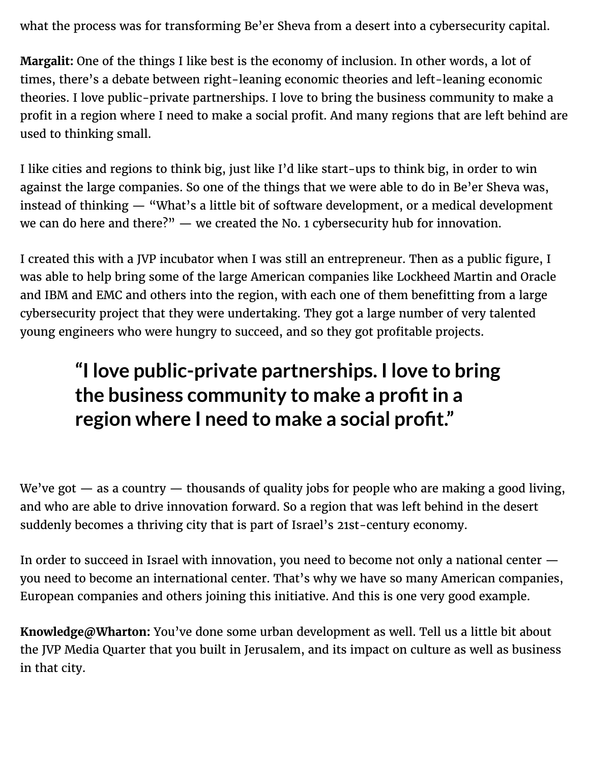what the process was for transforming Be'er Sheva from a desert into a cybersecurity capital.

**Margalit:** One of the things I like best is the economy of inclusion. In other words, a lot of times, there's a debate between right-leaning economic theories and left-leaning economic theories. I love public-private partnerships. I love to bring the business community to make a profit in a region where I need to make a social profit. And many regions that are left behind are used to thinking small.

I like cities and regions to think big, just like I'd like start-ups to think big, in order to win against the large companies. So one of the things that we were able to do in Be'er Sheva was, instead of thinking — "What's a little bit of software development, or a medical development we can do here and there?" — we created the No. 1 cybersecurity hub for innovation.

I created this with a JVP incubator when I was still an entrepreneur. Then as a public figure, I was able to help bring some of the large American companies like Lockheed Martin and Oracle and IBM and EMC and others into the region, with each one of them benefitting from a large cybersecurity project that they were undertaking. They got a large number of very talented young engineers who were hungry to succeed, and so they got profitable projects.

> **"I love public-private partnerships. I love to bring the business community to make a profit in a region where I need to make a social profit."**

We've got — as a country — thousands of quality jobs for people who are making a good living, and who are able to drive innovation forward. So a region that was left behind in the desert suddenly becomes a thriving city that is part of Israel's 21st-century economy.

In order to succeed in Israel with innovation, you need to become not only a national center — you need to become an international center. That's why we have so many American companies, European companies and others joining this initiative. And this is one very good example.

**Knowledge@Wharton:** You've done some urban development as well. Tell us a little bit about the JVP Media Quarter that you built in Jerusalem, and its impact on culture as well as business in that city.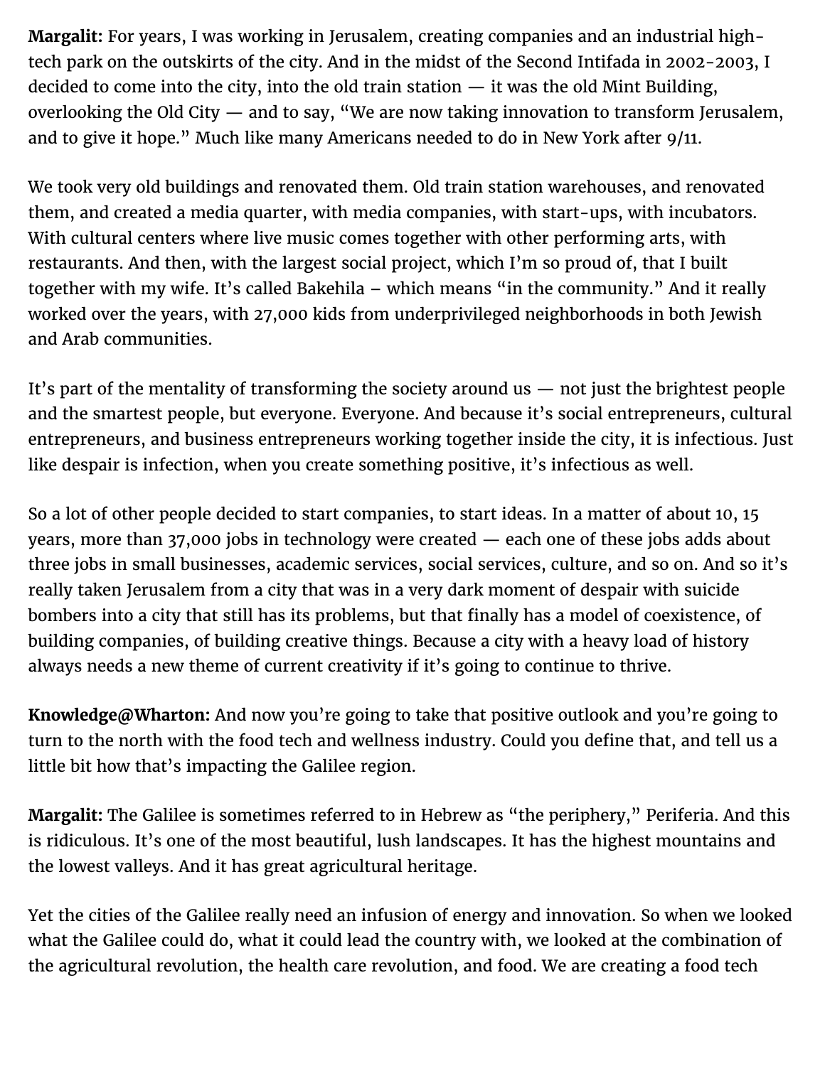**Margalit:** For years, I was working in Jerusalem, creating companies and an industrial high-tech park on the outskirts of the city. And in the midst of the Second Intifada in 2002-2003, I decided to come into the city, into the old train station — it was the old Mint Building, overlooking the Old City — and to say, "We are now taking innovation to transform Jerusalem, and to give it hope." Much like many Americans needed to do in New York after 9/11.

We took very old buildings and renovated them. Old train station warehouses, and renovated them, and created a media quarter, with media companies, with start-ups, with incubators. With cultural centers where live music comes together with other performing arts, with restaurants. And then, with the largest social project, which I'm so proud of, that I built together with my wife. It's called Bakehila – which means "in the community." And it really worked over the years, with 27,000 kids from underprivileged neighborhoods in both Jewish and Arab communities.

It's part of the mentality of transforming the society around us — not just the brightest people and the smartest people, but everyone. Everyone. And because it's social entrepreneurs, cultural entrepreneurs, and business entrepreneurs working together inside the city, it is infectious. Just like despair is infection, when you create something positive, it's infectious as well.

So a lot of other people decided to start companies, to start ideas. In a matter of about 10, 15 years, more than 37,000 jobs in technology were created — each one of these jobs adds about three jobs in small businesses, academic services, social services, culture, and so on. And so it's really taken Jerusalem from a city that was in a very dark moment of despair with suicide bombers into a city that still has its problems, but that finally has a model of coexistence, of building companies, of building creative things. Because a city with a heavy load of history always needs a new theme of current creativity if it's going to continue to thrive.

**Knowledge@Wharton:** And now you're going to take that positive outlook and you're going to turn to the north with the food tech and wellness industry. Could you define that, and tell us a little bit how that's impacting the Galilee region.

**Margalit:** The Galilee is sometimes referred to in Hebrew as "the periphery," Periferia. And this is ridiculous. It's one of the most beautiful, lush landscapes. It has the highest mountains and the lowest valleys. And it has great agricultural heritage.

Yet the cities of the Galilee really need an infusion of energy and innovation. So when we looked what the Galilee could do, what it could lead the country with, we looked at the combination of the agricultural revolution, the health care revolution, and food. We are creating a food tech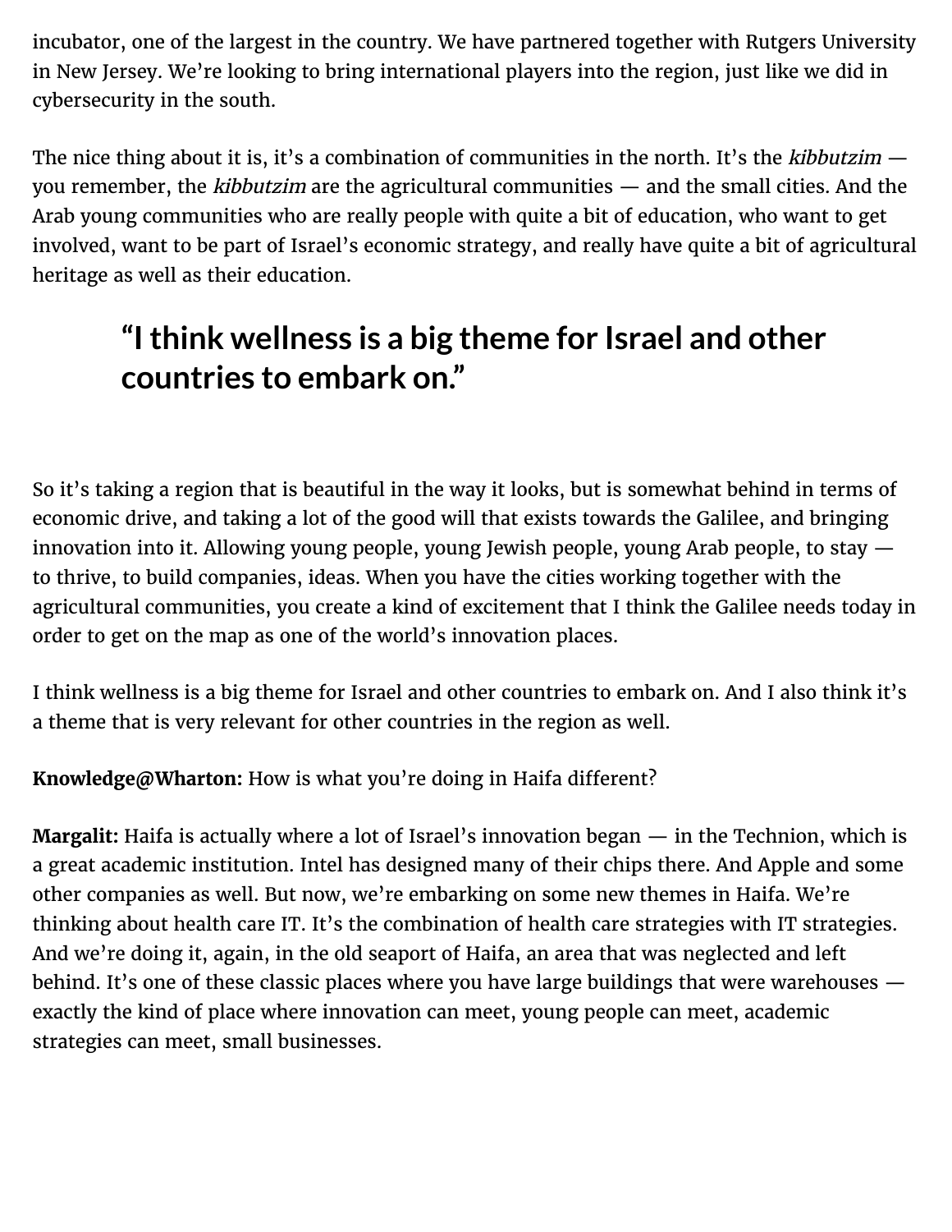incubator, one of the largest in the country. We have partnered together with Rutgers University in New Jersey. We're looking to bring international players into the region, just like we did in cybersecurity in the south.

The nice thing about it is, it's a combination of communities in the north. It's the *kibbutzim* — you remember, the *kibbutzim* are the agricultural communities — and the small cities. And the Arab young communities who are really people with quite a bit of education, who want to get involved, want to be part of Israel's economic strategy, and really have quite a bit of agricultural heritage as well as their education.

> **"I think wellness is a big theme for Israel and other countries to embark on."**

So it's taking a region that is beautiful in the way it looks, but is somewhat behind in terms of economic drive, and taking a lot of the good will that exists towards the Galilee, and bringing innovation into it. Allowing young people, young Jewish people, young Arab people, to stay — to thrive, to build companies, ideas. When you have the cities working together with the agricultural communities, you create a kind of excitement that I think the Galilee needs today in order to get on the map as one of the world's innovation places.

I think wellness is a big theme for Israel and other countries to embark on. And I also think it's a theme that is very relevant for other countries in the region as well.

**Knowledge@Wharton:** How is what you're doing in Haifa different?

**Margalit:** Haifa is actually where a lot of Israel's innovation began — in the Technion, which is a great academic institution. Intel has designed many of their chips there. And Apple and some other companies as well. But now, we're embarking on some new themes in Haifa. We're thinking about health care IT. It's the combination of health care strategies with IT strategies. And we're doing it, again, in the old seaport of Haifa, an area that was neglected and left behind. It's one of these classic places where you have large buildings that were warehouses — exactly the kind of place where innovation can meet, young people can meet, academic strategies can meet, small businesses.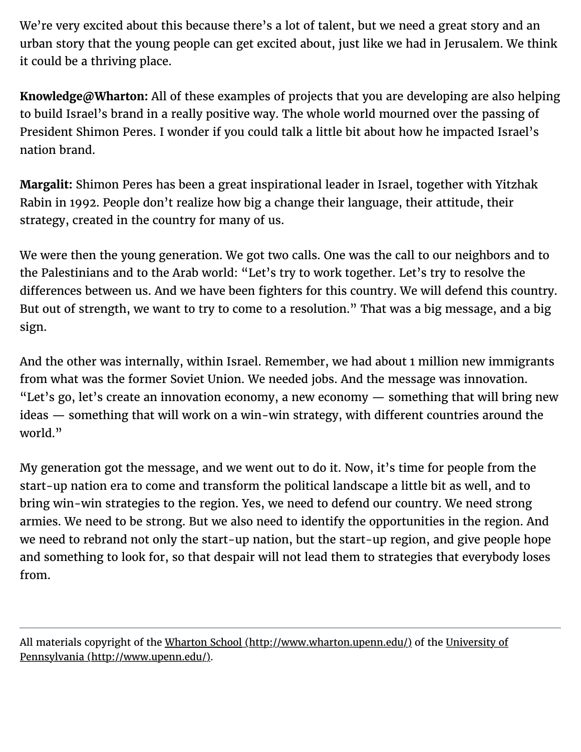We're very excited about this because there's a lot of talent, but we need a great story and an urban story that the young people can get excited about, just like we had in Jerusalem. We think it could be a thriving place.

**Knowledge@Wharton:** All of these examples of projects that you are developing are also helping to build Israel's brand in a really positive way. The whole world mourned over the passing of President Shimon Peres. I wonder if you could talk a little bit about how he impacted Israel's nation brand.

**Margalit:** Shimon Peres has been a great inspirational leader in Israel, together with Yitzhak Rabin in 1992. People don't realize how big a change their language, their attitude, their strategy, created in the country for many of us.

We were then the young generation. We got two calls. One was the call to our neighbors and to the Palestinians and to the Arab world: "Let's try to work together. Let's try to resolve the differences between us. And we have been fighters for this country. We will defend this country. But out of strength, we want to try to come to a resolution." That was a big message, and a big sign.

And the other was internally, within Israel. Remember, we had about 1 million new immigrants from what was the former Soviet Union. We needed jobs. And the message was innovation. "Let's go, let's create an innovation economy, a new economy — something that will bring new ideas — something that will work on a win-win strategy, with different countries around the world."

My generation got the message, and we went out to do it. Now, it's time for people from the start-up nation era to come and transform the political landscape a little bit as well, and to bring win-win strategies to the region. Yes, we need to defend our country. We need strong armies. We need to be strong. But we also need to identify the opportunities in the region. And we need to rebrand not only the start-up nation, but the start-up region, and give people hope and something to look for, so that despair will not lead them to strategies that everybody loses from.

---

All materials copyright of the Wharton School (http://www.wharton.upenn.edu/) of the University of Pennsylvania (http://www.upenn.edu/).